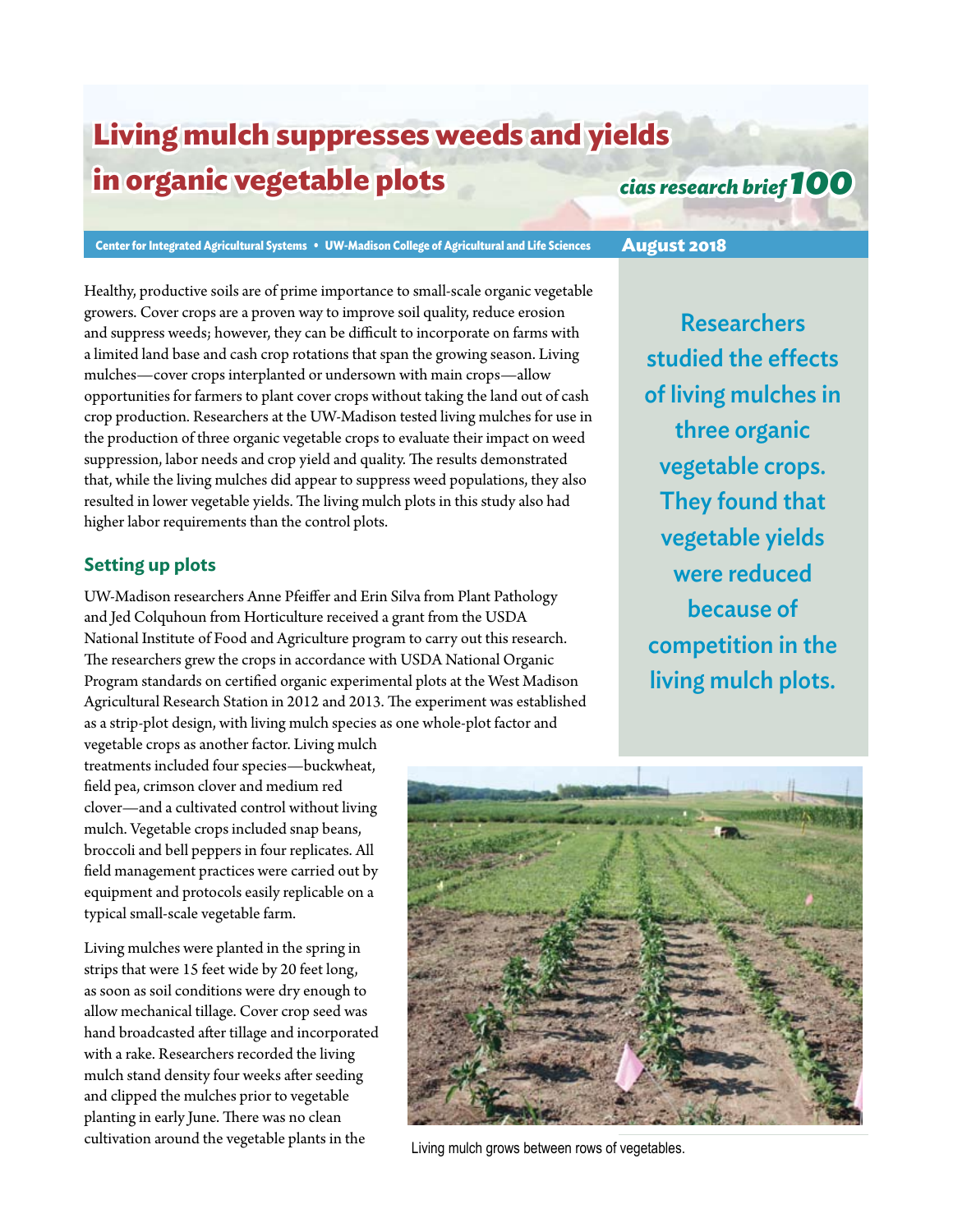# Living mulch suppresses weeds and yields in organic vegetable plots

*cias research brief 100*

Center for Integrated Agricultural Systems • UW-Madison College of Agricultural and Life Sciences

**August 2018**

Healthy, productive soils are of prime importance to small-scale organic vegetable growers. Cover crops are a proven way to improve soil quality, reduce erosion and suppress weeds; however, they can be difficult to incorporate on farms with a limited land base and cash crop rotations that span the growing season. Living mulches—cover crops interplanted or undersown with main crops—allow opportunities for farmers to plant cover crops without taking the land out of cash crop production. Researchers at the UW-Madison tested living mulches for use in the production of three organic vegetable crops to evaluate their impact on weed suppression, labor needs and crop yield and quality. The results demonstrated that, while the living mulches did appear to suppress weed populations, they also resulted in lower vegetable yields. The living mulch plots in this study also had higher labor requirements than the control plots.

**Researchers studied the effects of living mulches in three organic vegetable crops. They found that vegetable yields were reduced because of competition in the living mulch plots.**

## Setting up plots

UW-Madison researchers Anne Pfeiffer and Erin Silva from Plant Pathology and Jed Colquhoun from Horticulture received a grant from the USDA National Institute of Food and Agriculture program to carry out this research. The researchers grew the crops in accordance with USDA National Organic Program standards on certified organic experimental plots at the West Madison Agricultural Research Station in 2012 and 2013. The experiment was established as a strip-plot design, with living mulch species as one whole-plot factor and vegetable crops as another factor. Living mulch treatments included four species—buckwheat, field pea, crimson clover and medium red clover—and a cultivated control without living mulch. Vegetable crops included snap beans, broccoli and bell peppers in four replicates. All field management practices were carried out by equipment and protocols easily replicable on a typical small-scale vegetable farm.

Living mulches were planted in the spring in strips that were 15 feet wide by 20 feet long, as soon as soil conditions were dry enough to allow mechanical tillage. Cover crop seed was hand broadcasted after tillage and incorporated with a rake. Researchers recorded the living mulch stand density four weeks after seeding and clipped the mulches prior to vegetable planting in early June. There was no clean cultivation around the vegetable plants in the

Living mulch grows between rows of vegetables.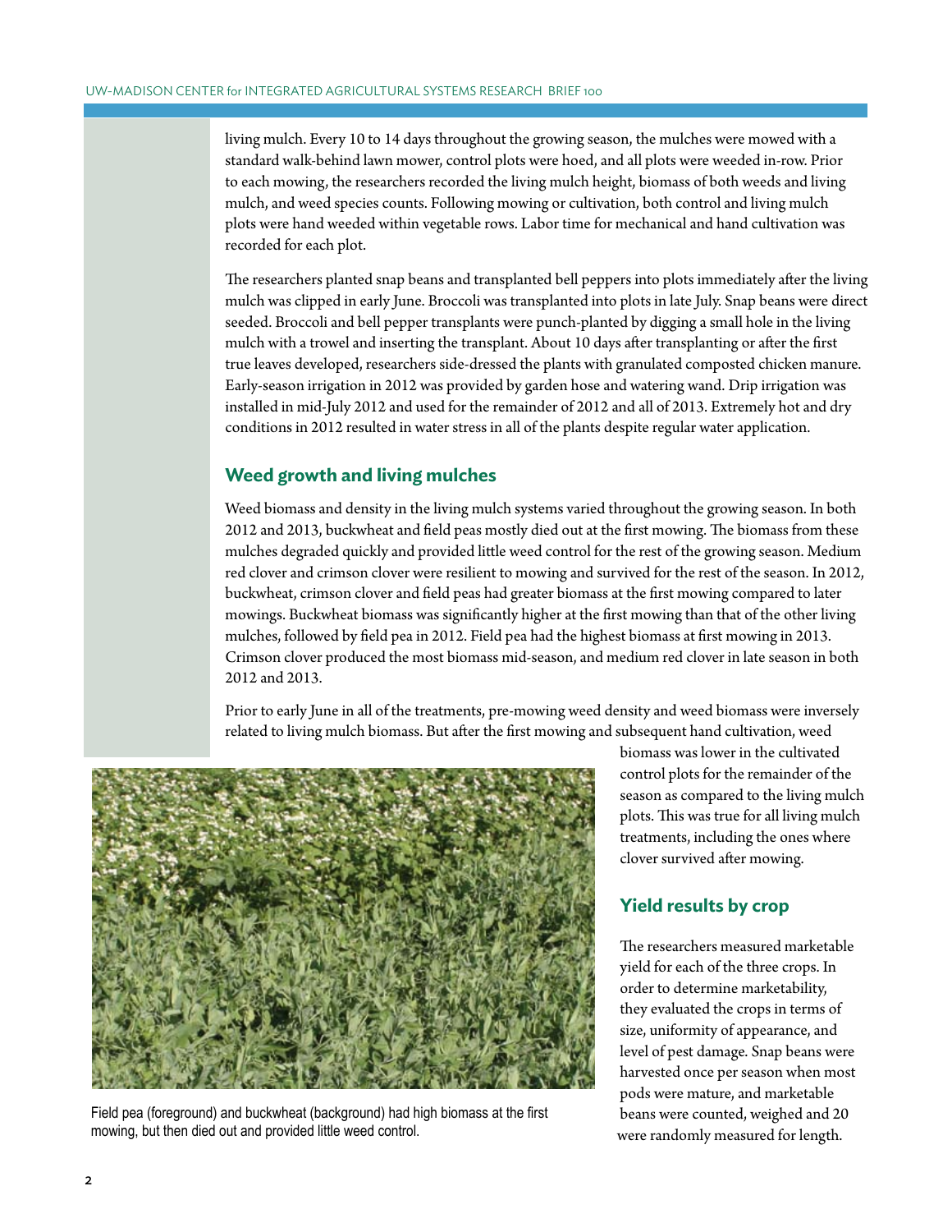living mulch. Every 10 to 14 days throughout the growing season, the mulches were mowed with a standard walk-behind lawn mower, control plots were hoed, and all plots were weeded in-row. Prior to each mowing, the researchers recorded the living mulch height, biomass of both weeds and living mulch, and weed species counts. Following mowing or cultivation, both control and living mulch plots were hand weeded within vegetable rows. Labor time for mechanical and hand cultivation was recorded for each plot.

The researchers planted snap beans and transplanted bell peppers into plots immediately after the living mulch was clipped in early June. Broccoli was transplanted into plots in late July. Snap beans were direct seeded. Broccoli and bell pepper transplants were punch-planted by digging a small hole in the living mulch with a trowel and inserting the transplant. About 10 days after transplanting or after the first true leaves developed, researchers side-dressed the plants with granulated composted chicken manure. Early-season irrigation in 2012 was provided by garden hose and watering wand. Drip irrigation was installed in mid-July 2012 and used for the remainder of 2012 and all of 2013. Extremely hot and dry conditions in 2012 resulted in water stress in all of the plants despite regular water application.

## Weed growth and living mulches

Weed biomass and density in the living mulch systems varied throughout the growing season. In both 2012 and 2013, buckwheat and field peas mostly died out at the first mowing. The biomass from these mulches degraded quickly and provided little weed control for the rest of the growing season. Medium red clover and crimson clover were resilient to mowing and survived for the rest of the season. In 2012, buckwheat, crimson clover and field peas had greater biomass at the first mowing compared to later mowings. Buckwheat biomass was significantly higher at the first mowing than that of the other living mulches, followed by field pea in 2012. Field pea had the highest biomass at first mowing in 2013. Crimson clover produced the most biomass mid-season, and medium red clover in late season in both 2012 and 2013.

Prior to early June in all of the treatments, pre-mowing weed density and weed biomass were inversely related to living mulch biomass. But after the first mowing and subsequent hand cultivation, weed biomass was lower in the cultivated control plots for the remainder of the season as compared to the living mulch plots. This was true for all living mulch treatments, including the ones where clover survived after mowing.

Field pea (foreground) and buckwheat (background) had high biomass at the first mowing, but then died out and provided little weed control.

## Yield results by crop

The researchers measured marketable yield for each of the three crops. In order to determine marketability, they evaluated the crops in terms of size, uniformity of appearance, and level of pest damage. Snap beans were harvested once per season when most pods were mature, and marketable beans were counted, weighed and 20 were randomly measured for length.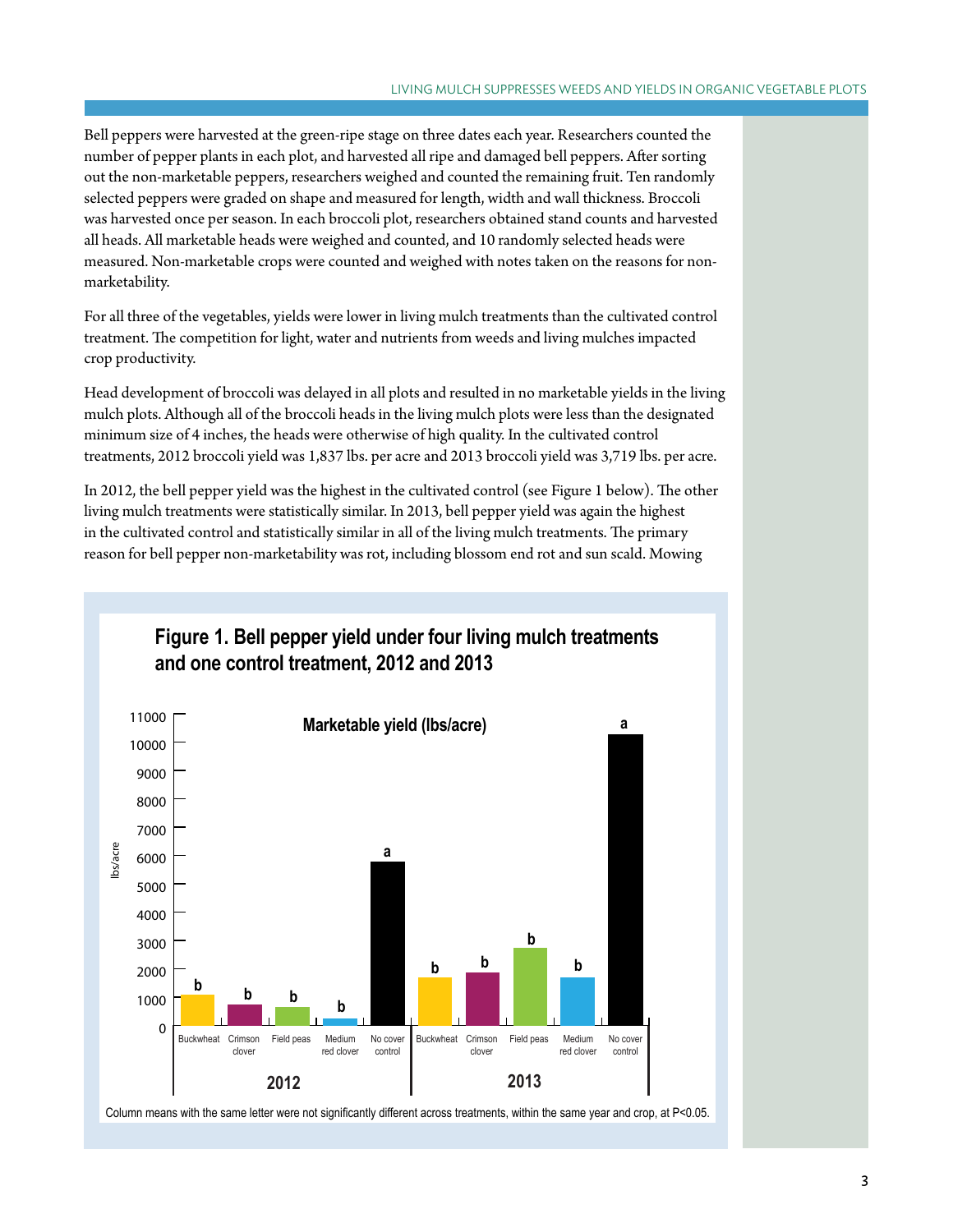Bell peppers were harvested at the green-ripe stage on three dates each year. Researchers counted the number of pepper plants in each plot, and harvested all ripe and damaged bell peppers. After sorting out the non-marketable peppers, researchers weighed and counted the remaining fruit. Ten randomly selected peppers were graded on shape and measured for length, width and wall thickness. Broccoli was harvested once per season. In each broccoli plot, researchers obtained stand counts and harvested all heads. All marketable heads were weighed and counted, and 10 randomly selected heads were measured. Non-marketable crops were counted and weighed with notes taken on the reasons for non-marketability.

For all three of the vegetables, yields were lower in living mulch treatments than the cultivated control treatment. The competition for light, water and nutrients from weeds and living mulches impacted crop productivity.

Head development of broccoli was delayed in all plots and resulted in no marketable yields in the living mulch plots. Although all of the broccoli heads in the living mulch plots were less than the designated minimum size of 4 inches, the heads were otherwise of high quality. In the cultivated control treatments, 2012 broccoli yield was 1,837 lbs. per acre and 2013 broccoli yield was 3,719 lbs. per acre.

In 2012, the bell pepper yield was the highest in the cultivated control (see Figure 1 below). The other living mulch treatments were statistically similar. In 2013, bell pepper yield was again the highest in the cultivated control and statistically similar in all of the living mulch treatments. The primary reason for bell pepper non-marketability was rot, including blossom end rot and sun scald. Mowing

**Figure 1. Bell pepper yield under four living mulch treatments and one control treatment, 2012 and 2013**

Marketable yield (lbs/acre)

| Year | Treatment | Approx. yield (lbs/acre) | Letter |
|---|---|---|---|
| 2012 | Buckwheat | ~1100 | b |
| 2012 | Crimson clover | ~750 | b |
| 2012 | Field peas | ~650 | b |
| 2012 | Medium red clover | ~250 | b |
| 2012 | No cover control | ~5800 | a |
| 2013 | Buckwheat | ~1700 | b |
| 2013 | Crimson clover | ~1850 | b |
| 2013 | Field peas | ~2750 | b |
| 2013 | Medium red clover | ~1700 | b |
| 2013 | No cover control | ~10250 | a |

Column means with the same letter were not significantly different across treatments, within the same year and crop, at $P<0.05$.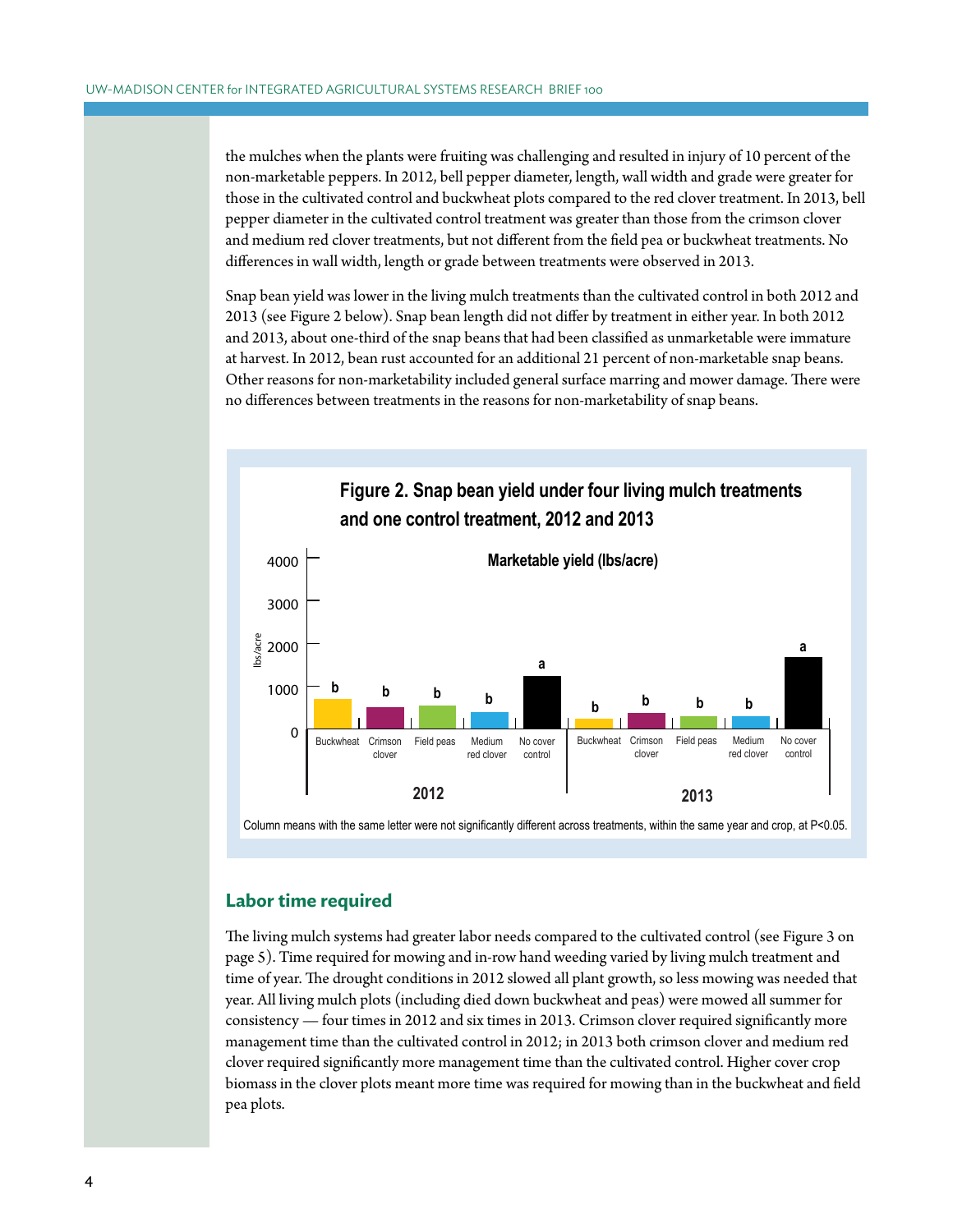the mulches when the plants were fruiting was challenging and resulted in injury of 10 percent of the non-marketable peppers. In 2012, bell pepper diameter, length, wall width and grade were greater for those in the cultivated control and buckwheat plots compared to the red clover treatment. In 2013, bell pepper diameter in the cultivated control treatment was greater than those from the crimson clover and medium red clover treatments, but not different from the field pea or buckwheat treatments. No differences in wall width, length or grade between treatments were observed in 2013.

Snap bean yield was lower in the living mulch treatments than the cultivated control in both 2012 and 2013 (see Figure 2 below). Snap bean length did not differ by treatment in either year. In both 2012 and 2013, about one-third of the snap beans that had been classified as unmarketable were immature at harvest. In 2012, bean rust accounted for an additional 21 percent of non-marketable snap beans. Other reasons for non-marketability included general surface marring and mower damage. There were no differences between treatments in the reasons for non-marketability of snap beans.

**Figure 2. Snap bean yield under four living mulch treatments and one control treatment, 2012 and 2013**

Marketable yield (lbs/acre)

| Year | Buckwheat | Crimson clover | Field peas | Medium red clover | No cover control |
|---|---|---|---|---|---|
| 2012 | b | b | b | b | a |
| 2013 | b | b | b | b | a |

Column means with the same letter were not significantly different across treatments, within the same year and crop, at P<0.05.

## Labor time required

The living mulch systems had greater labor needs compared to the cultivated control (see Figure 3 on page 5). Time required for mowing and in-row hand weeding varied by living mulch treatment and time of year. The drought conditions in 2012 slowed all plant growth, so less mowing was needed that year. All living mulch plots (including died down buckwheat and peas) were mowed all summer for consistency — four times in 2012 and six times in 2013. Crimson clover required significantly more management time than the cultivated control in 2012; in 2013 both crimson clover and medium red clover required significantly more management time than the cultivated control. Higher cover crop biomass in the clover plots meant more time was required for mowing than in the buckwheat and field pea plots.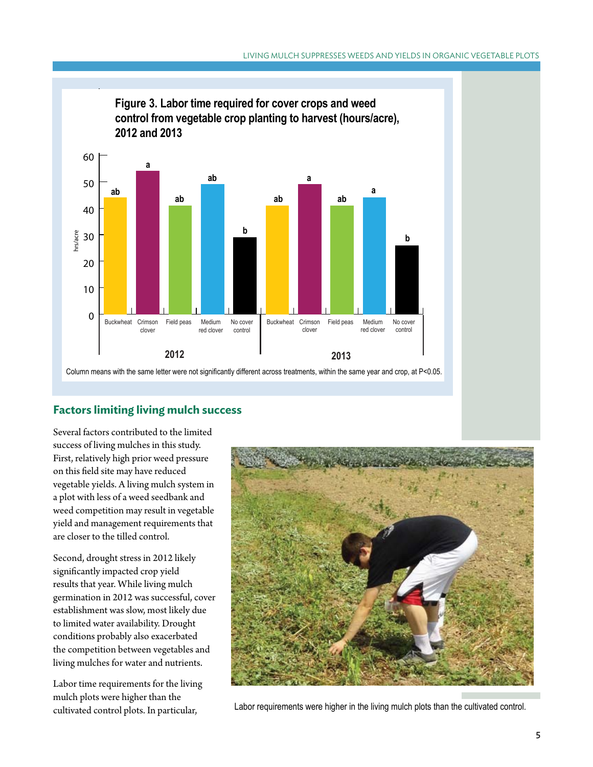**Figure 3. Labor time required for cover crops and weed control from vegetable crop planting to harvest (hours/acre), 2012 and 2013**

Column means with the same letter were not significantly different across treatments, within the same year and crop, at P<0.05.

## Factors limiting living mulch success

Several factors contributed to the limited success of living mulches in this study. First, relatively high prior weed pressure on this field site may have reduced vegetable yields. A living mulch system in a plot with less of a weed seedbank and weed competition may result in vegetable yield and management requirements that are closer to the tilled control.

Second, drought stress in 2012 likely significantly impacted crop yield results that year. While living mulch germination in 2012 was successful, cover establishment was slow, most likely due to limited water availability. Drought conditions probably also exacerbated the competition between vegetables and living mulches for water and nutrients.

Labor time requirements for the living mulch plots were higher than the cultivated control plots. In particular,

Labor requirements were higher in the living mulch plots than the cultivated control.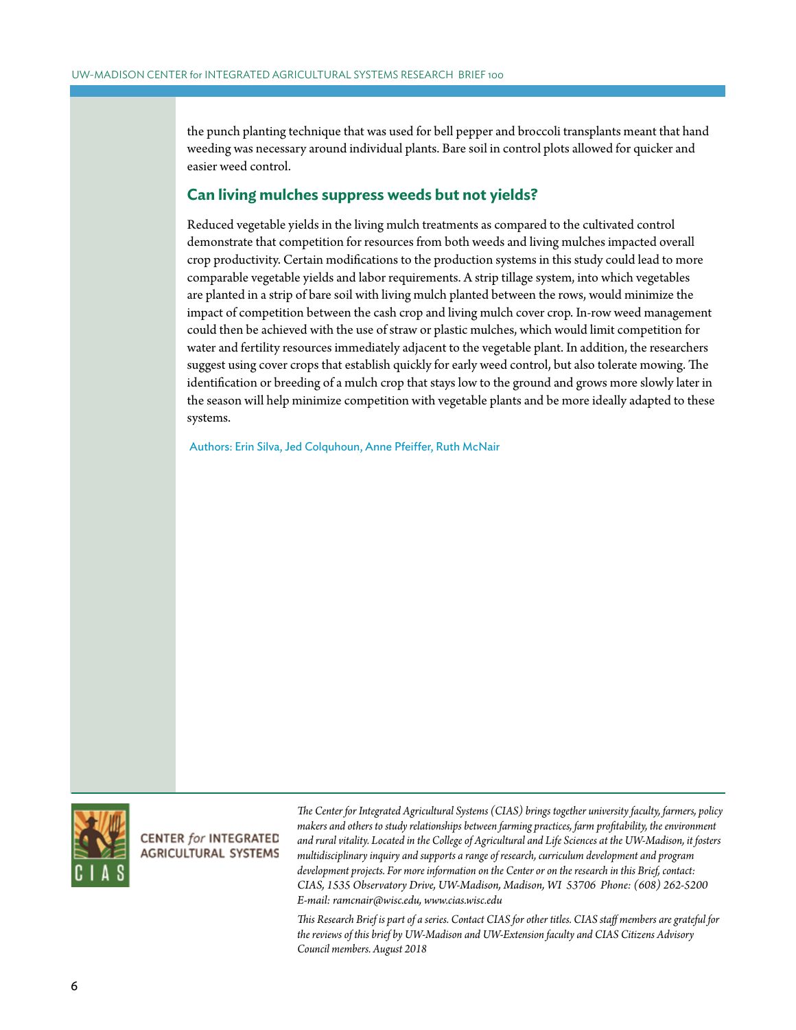the punch planting technique that was used for bell pepper and broccoli transplants meant that hand weeding was necessary around individual plants. Bare soil in control plots allowed for quicker and easier weed control.

## Can living mulches suppress weeds but not yields?

Reduced vegetable yields in the living mulch treatments as compared to the cultivated control demonstrate that competition for resources from both weeds and living mulches impacted overall crop productivity. Certain modifications to the production systems in this study could lead to more comparable vegetable yields and labor requirements. A strip tillage system, into which vegetables are planted in a strip of bare soil with living mulch planted between the rows, would minimize the impact of competition between the cash crop and living mulch cover crop. In-row weed management could then be achieved with the use of straw or plastic mulches, which would limit competition for water and fertility resources immediately adjacent to the vegetable plant. In addition, the researchers suggest using cover crops that establish quickly for early weed control, but also tolerate mowing. The identification or breeding of a mulch crop that stays low to the ground and grows more slowly later in the season will help minimize competition with vegetable plants and be more ideally adapted to these systems.

Authors: Erin Silva, Jed Colquhoun, Anne Pfeiffer, Ruth McNair

CENTER *for* INTEGRATED AGRICULTURAL SYSTEMS

CIAS

*The Center for Integrated Agricultural Systems (CIAS) brings together university faculty, farmers, policy makers and others to study relationships between farming practices, farm profitability, the environment and rural vitality. Located in the College of Agricultural and Life Sciences at the UW-Madison, it fosters multidisciplinary inquiry and supports a range of research, curriculum development and program development projects. For more information on the Center or on the research in this Brief, contact: CIAS, 1535 Observatory Drive, UW-Madison, Madison, WI 53706 Phone: (608) 262-5200 E-mail: ramcnair@wisc.edu, www.cias.wisc.edu*

*This Research Brief is part of a series. Contact CIAS for other titles. CIAS staff members are grateful for the reviews of this brief by UW-Madison and UW-Extension faculty and CIAS Citizens Advisory Council members. August 2018*